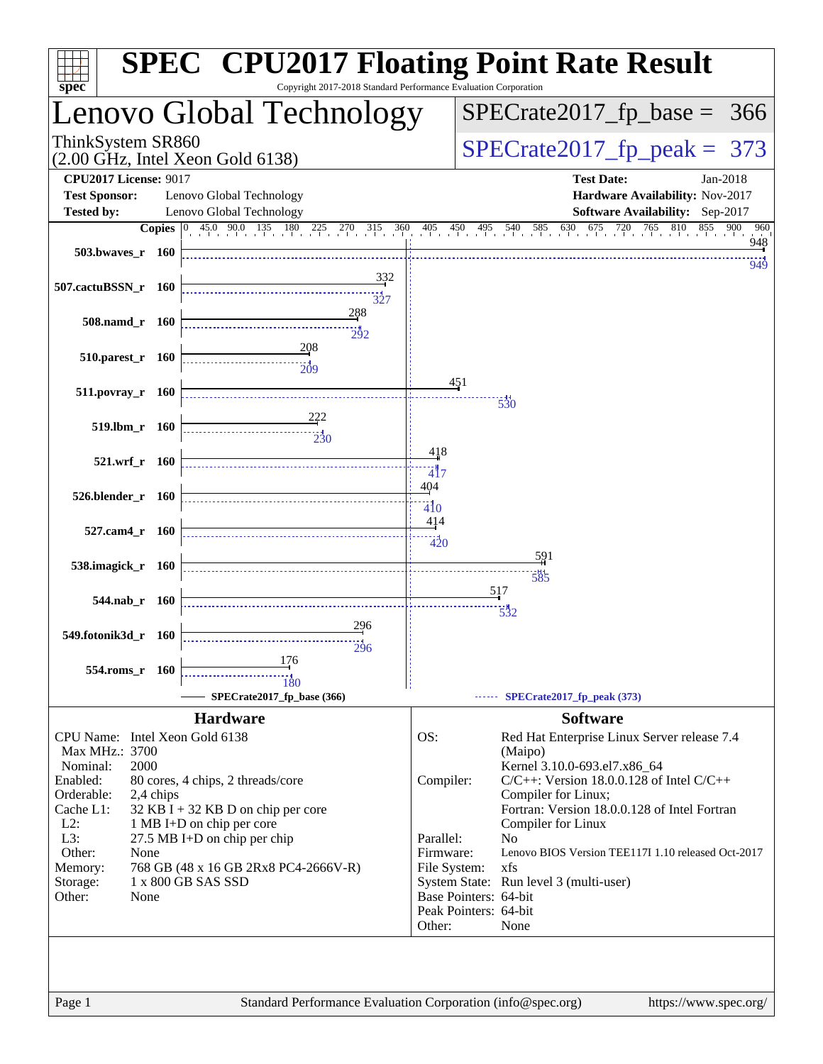# SPEC CPU2017 Floating Point Rate Result

Copyright 2017-2018 Standard Performance Evaluation Corporation

## Lenovo Global Technology

ThinkSystem SR860
(2.00 GHz, Intel Xeon Gold 6138)

SPECrate2017_fp_base = 366

SPECrate2017_fp_peak = 373

**CPU2017 License:** 9017
**Test Sponsor:** Lenovo Global Technology
**Tested by:** Lenovo Global Technology

**Test Date:** Jan-2018
**Hardware Availability:** Nov-2017
**Software Availability:** Sep-2017

| Benchmark | Copies | Base | Peak |
|---|---|---|---|
| 503.bwaves_r | 160 | 948 | 949 |
| 507.cactuBSSN_r | 160 | 332 | 327 |
| 508.namd_r | 160 | 288 | 292 |
| 510.parest_r | 160 | 208 | 209 |
| 511.povray_r | 160 | 451 | 530 |
| 519.lbm_r | 160 | 222 | 230 |
| 521.wrf_r | 160 | 418 | 417 |
| 526.blender_r | 160 | 404 | 410 |
| 527.cam4_r | 160 | 414 | 420 |
| 538.imagick_r | 160 | 591 | 585 |
| 544.nab_r | 160 | 517 | 532 |
| 549.fotonik3d_r | 160 | 296 | 296 |
| 554.roms_r | 160 | 176 | 180 |

SPECrate2017_fp_base (366) — SPECrate2017_fp_peak (373)

## Hardware

| | |
|---|---|
| CPU Name: | Intel Xeon Gold 6138 |
| Max MHz.: | 3700 |
| Nominal: | 2000 |
| Enabled: | 80 cores, 4 chips, 2 threads/core |
| Orderable: | 2,4 chips |
| Cache L1: | 32 KB I + 32 KB D on chip per core |
| L2: | 1 MB I+D on chip per core |
| L3: | 27.5 MB I+D on chip per chip |
| Other: | None |
| Memory: | 768 GB (48 x 16 GB 2Rx8 PC4-2666V-R) |
| Storage: | 1 x 800 GB SAS SSD |
| Other: | None |

## Software

| | |
|---|---|
| OS: | Red Hat Enterprise Linux Server release 7.4 (Maipo) Kernel 3.10.0-693.el7.x86_64 |
| Compiler: | C/C++: Version 18.0.0.128 of Intel C/C++ Compiler for Linux; Fortran: Version 18.0.0.128 of Intel Fortran Compiler for Linux |
| Parallel: | No |
| Firmware: | Lenovo BIOS Version TEE117I 1.10 released Oct-2017 |
| File System: | xfs |
| System State: | Run level 3 (multi-user) |
| Base Pointers: | 64-bit |
| Peak Pointers: | 64-bit |
| Other: | None |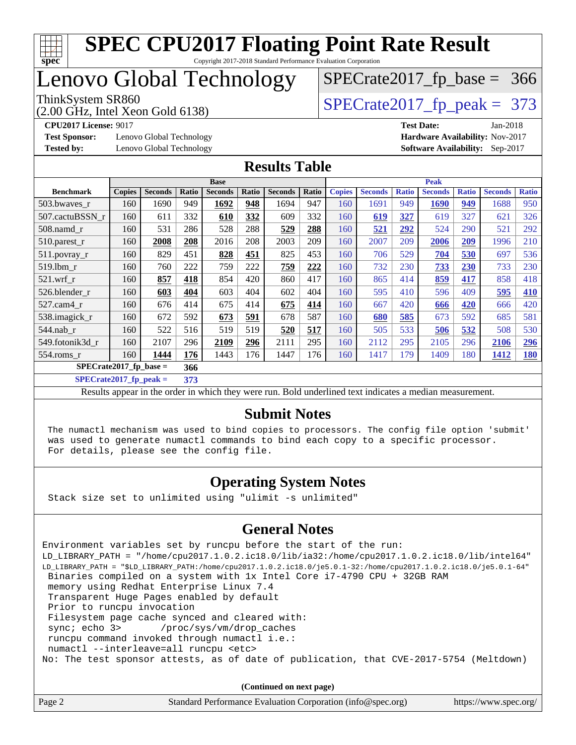# SPEC CPU2017 Floating Point Rate Result

Copyright 2017-2018 Standard Performance Evaluation Corporation

# Lenovo Global Technology

ThinkSystem SR860
(2.00 GHz, Intel Xeon Gold 6138)

SPECrate2017_fp_base = 366

SPECrate2017_fp_peak = 373

**CPU2017 License:** 9017
**Test Sponsor:** Lenovo Global Technology
**Tested by:** Lenovo Global Technology

**Test Date:** Jan-2018
**Hardware Availability:** Nov-2017
**Software Availability:** Sep-2017

## Results Table

| Benchmark | Base | | | | | | | Peak | | | | | | |
|---|---|---|---|---|---|---|---|---|---|---|---|---|---|---|
| | Copies | Seconds | Ratio | Seconds | Ratio | Seconds | Ratio | Copies | Seconds | Ratio | Seconds | Ratio | Seconds | Ratio |
| 503.bwaves_r | 160 | 1690 | 949 | **1692** | **948** | 1694 | 947 | 160 | 1691 | 949 | **1690** | **949** | 1688 | 950 |
| 507.cactuBSSN_r | 160 | 611 | 332 | **610** | **332** | 609 | 332 | 160 | **619** | **327** | 619 | 327 | 621 | 326 |
| 508.namd_r | 160 | 531 | 286 | 528 | 288 | **529** | **288** | 160 | **521** | **292** | 524 | 290 | 521 | 292 |
| 510.parest_r | 160 | **2008** | **208** | 2016 | 208 | 2003 | 209 | 160 | 2007 | 209 | **2006** | **209** | 1996 | 210 |
| 511.povray_r | 160 | 829 | 451 | **828** | **451** | 825 | 453 | 160 | 706 | 529 | **704** | **530** | 697 | 536 |
| 519.lbm_r | 160 | 760 | 222 | 759 | 222 | **759** | **222** | 160 | 732 | 230 | **733** | **230** | 733 | 230 |
| 521.wrf_r | 160 | **857** | **418** | 854 | 420 | 860 | 417 | 160 | 865 | 414 | **859** | **417** | 858 | 418 |
| 526.blender_r | 160 | **603** | **404** | 603 | 404 | 602 | 404 | 160 | 595 | 410 | 596 | 409 | **595** | **410** |
| 527.cam4_r | 160 | 676 | 414 | 675 | 414 | **675** | **414** | 160 | 667 | 420 | **666** | **420** | 666 | 420 |
| 538.imagick_r | 160 | 672 | 592 | **673** | **591** | 678 | 587 | 160 | **680** | **585** | 673 | 592 | 685 | 581 |
| 544.nab_r | 160 | 522 | 516 | 519 | 519 | **520** | **517** | 160 | 505 | 533 | **506** | **532** | 508 | 530 |
| 549.fotonik3d_r | 160 | 2107 | 296 | **2109** | **296** | 2111 | 295 | 160 | 2112 | 295 | 2105 | 296 | **2106** | **296** |
| 554.roms_r | 160 | **1444** | **176** | 1443 | 176 | 1447 | 176 | 160 | 1417 | 179 | 1409 | 180 | **1412** | **180** |

**SPECrate2017_fp_base = 366**

**SPECrate2017_fp_peak = 373**

Results appear in the order in which they were run. Bold underlined text indicates a median measurement.

## Submit Notes

```
The numactl mechanism was used to bind copies to processors. The config file option 'submit'
was used to generate numactl commands to bind each copy to a specific processor.
For details, please see the config file.
```

## Operating System Notes

```
Stack size set to unlimited using "ulimit -s unlimited"
```

## General Notes

```
Environment variables set by runcpu before the start of the run:
LD_LIBRARY_PATH = "/home/cpu2017.1.0.2.ic18.0/lib/ia32:/home/cpu2017.1.0.2.ic18.0/lib/intel64"
LD_LIBRARY_PATH = "$LD_LIBRARY_PATH:/home/cpu2017.1.0.2.ic18.0/je5.0.1-32:/home/cpu2017.1.0.2.ic18.0/je5.0.1-64"
 Binaries compiled on a system with 1x Intel Core i7-4790 CPU + 32GB RAM
 memory using Redhat Enterprise Linux 7.4
 Transparent Huge Pages enabled by default
 Prior to runcpu invocation
 Filesystem page cache synced and cleared with:
 sync; echo 3>       /proc/sys/vm/drop_caches
 runcpu command invoked through numactl i.e.:
 numactl --interleave=all runcpu <etc>
No: The test sponsor attests, as of date of publication, that CVE-2017-5754 (Meltdown)
```

**(Continued on next page)**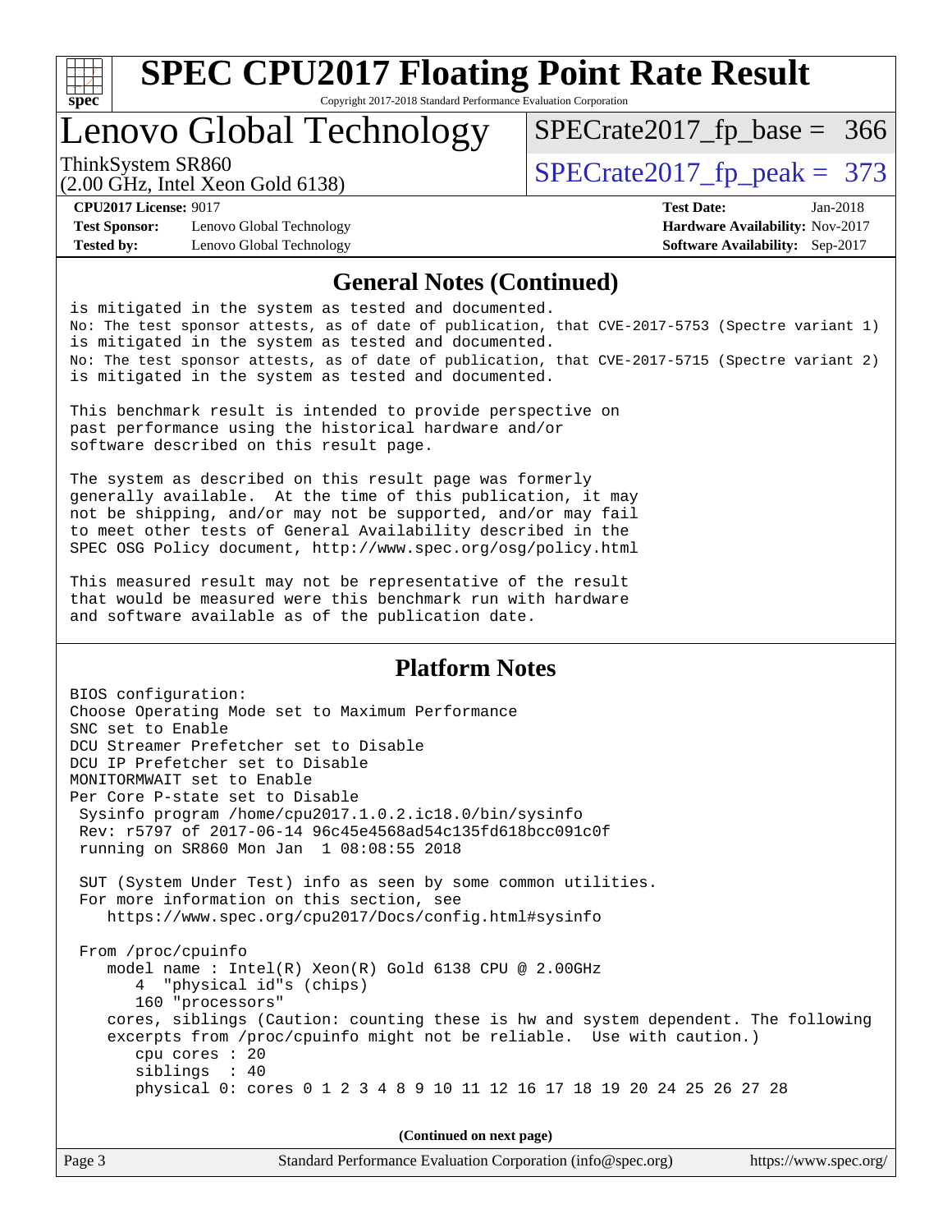## General Notes (Continued)

```
is mitigated in the system as tested and documented.
No: The test sponsor attests, as of date of publication, that CVE-2017-5753 (Spectre variant 1)
is mitigated in the system as tested and documented.
No: The test sponsor attests, as of date of publication, that CVE-2017-5715 (Spectre variant 2)
is mitigated in the system as tested and documented.

This benchmark result is intended to provide perspective on
past performance using the historical hardware and/or
software described on this result page.

The system as described on this result page was formerly
generally available.  At the time of this publication, it may
not be shipping, and/or may not be supported, and/or may fail
to meet other tests of General Availability described in the
SPEC OSG Policy document, http://www.spec.org/osg/policy.html

This measured result may not be representative of the result
that would be measured were this benchmark run with hardware
and software available as of the publication date.
```

## Platform Notes

```
BIOS configuration:
Choose Operating Mode set to Maximum Performance
SNC set to Enable
DCU Streamer Prefetcher set to Disable
DCU IP Prefetcher set to Disable
MONITORMWAIT set to Enable
Per Core P-state set to Disable
 Sysinfo program /home/cpu2017.1.0.2.ic18.0/bin/sysinfo
 Rev: r5797 of 2017-06-14 96c45e4568ad54c135fd618bcc091c0f
 running on SR860 Mon Jan  1 08:08:55 2018

 SUT (System Under Test) info as seen by some common utilities.
 For more information on this section, see
    https://www.spec.org/cpu2017/Docs/config.html#sysinfo

 From /proc/cpuinfo
    model name : Intel(R) Xeon(R) Gold 6138 CPU @ 2.00GHz
       4  "physical id"s (chips)
       160 "processors"
    cores, siblings (Caution: counting these is hw and system dependent. The following
    excerpts from /proc/cpuinfo might not be reliable.  Use with caution.)
       cpu cores : 20
       siblings  : 40
       physical 0: cores 0 1 2 3 4 8 9 10 11 12 16 17 18 19 20 24 25 26 27 28
```

**(Continued on next page)**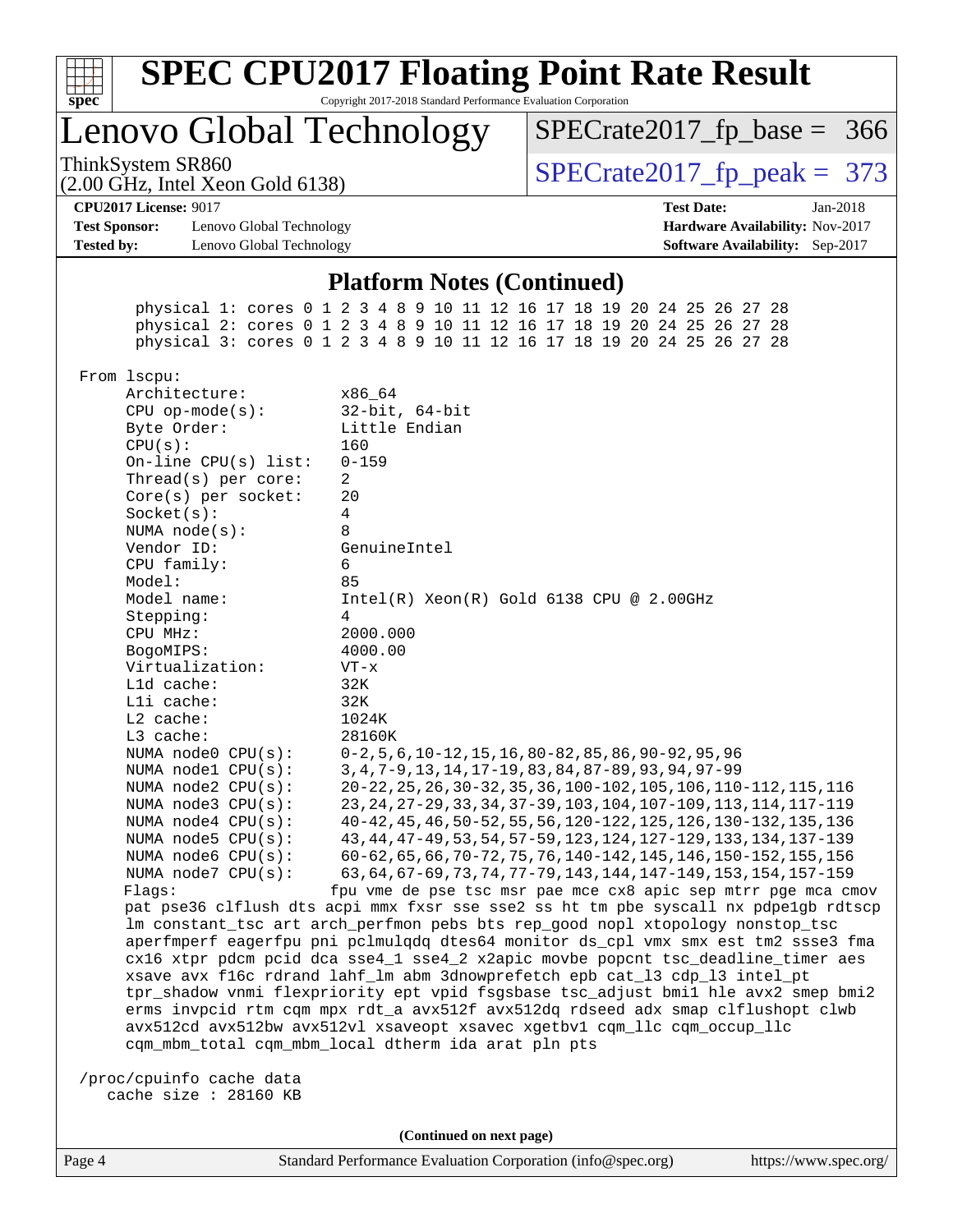## Platform Notes (Continued)

```
      physical 1: cores 0 1 2 3 4 8 9 10 11 12 16 17 18 19 20 24 25 26 27 28
      physical 2: cores 0 1 2 3 4 8 9 10 11 12 16 17 18 19 20 24 25 26 27 28
      physical 3: cores 0 1 2 3 4 8 9 10 11 12 16 17 18 19 20 24 25 26 27 28

 From lscpu:
      Architecture:          x86_64
      CPU op-mode(s):        32-bit, 64-bit
      Byte Order:            Little Endian
      CPU(s):                160
      On-line CPU(s) list:   0-159
      Thread(s) per core:    2
      Core(s) per socket:    20
      Socket(s):             4
      NUMA node(s):          8
      Vendor ID:             GenuineIntel
      CPU family:            6
      Model:                 85
      Model name:            Intel(R) Xeon(R) Gold 6138 CPU @ 2.00GHz
      Stepping:              4
      CPU MHz:               2000.000
      BogoMIPS:              4000.00
      Virtualization:        VT-x
      L1d cache:             32K
      L1i cache:             32K
      L2 cache:              1024K
      L3 cache:              28160K
      NUMA node0 CPU(s):     0-2,5,6,10-12,15,16,80-82,85,86,90-92,95,96
      NUMA node1 CPU(s):     3,4,7-9,13,14,17-19,83,84,87-89,93,94,97-99
      NUMA node2 CPU(s):     20-22,25,26,30-32,35,36,100-102,105,106,110-112,115,116
      NUMA node3 CPU(s):     23,24,27-29,33,34,37-39,103,104,107-109,113,114,117-119
      NUMA node4 CPU(s):     40-42,45,46,50-52,55,56,120-122,125,126,130-132,135,136
      NUMA node5 CPU(s):     43,44,47-49,53,54,57-59,123,124,127-129,133,134,137-139
      NUMA node6 CPU(s):     60-62,65,66,70-72,75,76,140-142,145,146,150-152,155,156
      NUMA node7 CPU(s):     63,64,67-69,73,74,77-79,143,144,147-149,153,154,157-159
      Flags:                fpu vme de pse tsc msr pae mce cx8 apic sep mtrr pge mca cmov
      pat pse36 clflush dts acpi mmx fxsr sse sse2 ss ht tm pbe syscall nx pdpe1gb rdtscp
      lm constant_tsc art arch_perfmon pebs bts rep_good nopl xtopology nonstop_tsc
      aperfmperf eagerfpu pni pclmulqdq dtes64 monitor ds_cpl vmx smx est tm2 ssse3 fma
      cx16 xtpr pdcm pcid dca sse4_1 sse4_2 x2apic movbe popcnt tsc_deadline_timer aes
      xsave avx f16c rdrand lahf_lm abm 3dnowprefetch epb cat_l3 cdp_l3 intel_pt
      tpr_shadow vnmi flexpriority ept vpid fsgsbase tsc_adjust bmi1 hle avx2 smep bmi2
      erms invpcid rtm cqm mpx rdt_a avx512f avx512dq rdseed adx smap clflushopt clwb
      avx512cd avx512bw avx512vl xsaveopt xsavec xgetbv1 cqm_llc cqm_occup_llc
      cqm_mbm_total cqm_mbm_local dtherm ida arat pln pts

 /proc/cpuinfo cache data
    cache size : 28160 KB
```

(Continued on next page)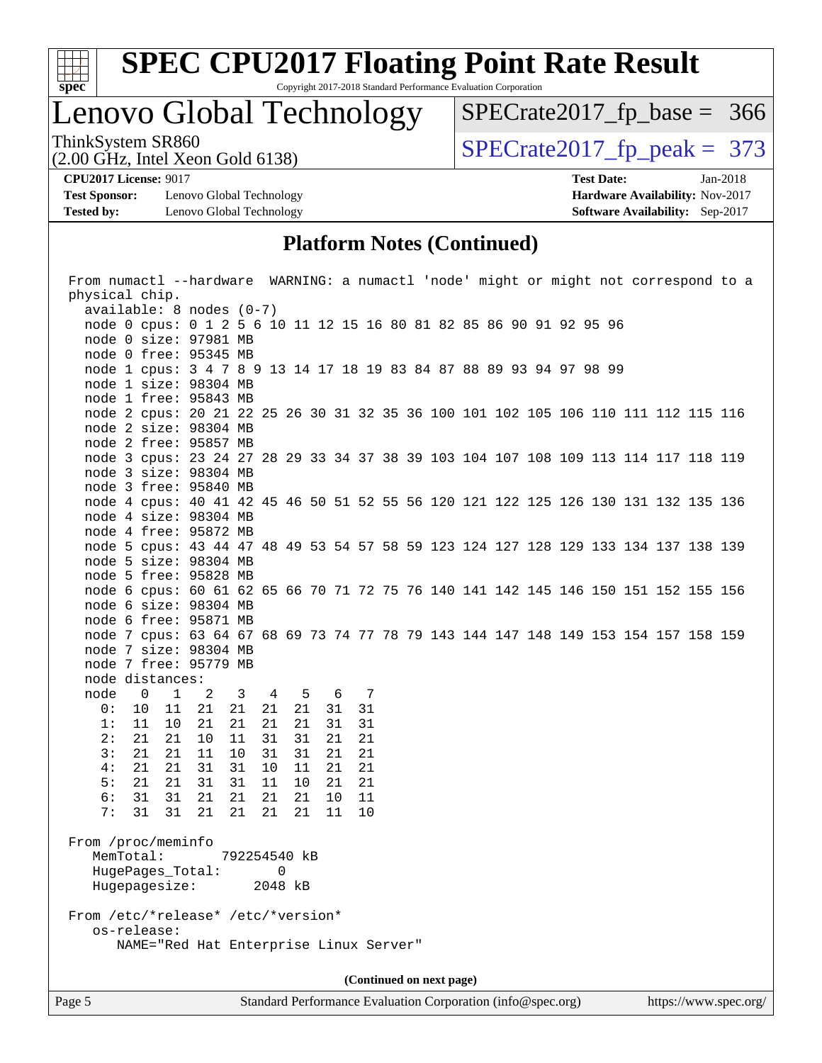# SPEC CPU2017 Floating Point Rate Result

Copyright 2017-2018 Standard Performance Evaluation Corporation

## Lenovo Global Technology

ThinkSystem SR860
(2.00 GHz, Intel Xeon Gold 6138)

SPECrate2017_fp_base = 366

SPECrate2017_fp_peak = 373

**CPU2017 License:** 9017
**Test Sponsor:** Lenovo Global Technology
**Tested by:** Lenovo Global Technology

**Test Date:** Jan-2018
**Hardware Availability:** Nov-2017
**Software Availability:** Sep-2017

### Platform Notes (Continued)

```
From numactl --hardware  WARNING: a numactl 'node' might or might not correspond to a
physical chip.
  available: 8 nodes (0-7)
  node 0 cpus: 0 1 2 5 6 10 11 12 15 16 80 81 82 85 86 90 91 92 95 96
  node 0 size: 97981 MB
  node 0 free: 95345 MB
  node 1 cpus: 3 4 7 8 9 13 14 17 18 19 83 84 87 88 89 93 94 97 98 99
  node 1 size: 98304 MB
  node 1 free: 95843 MB
  node 2 cpus: 20 21 22 25 26 30 31 32 35 36 100 101 102 105 106 110 111 112 115 116
  node 2 size: 98304 MB
  node 2 free: 95857 MB
  node 3 cpus: 23 24 27 28 29 33 34 37 38 39 103 104 107 108 109 113 114 117 118 119
  node 3 size: 98304 MB
  node 3 free: 95840 MB
  node 4 cpus: 40 41 42 45 46 50 51 52 55 56 120 121 122 125 126 130 131 132 135 136
  node 4 size: 98304 MB
  node 4 free: 95872 MB
  node 5 cpus: 43 44 47 48 49 53 54 57 58 59 123 124 127 128 129 133 134 137 138 139
  node 5 size: 98304 MB
  node 5 free: 95828 MB
  node 6 cpus: 60 61 62 65 66 70 71 72 75 76 140 141 142 145 146 150 151 152 155 156
  node 6 size: 98304 MB
  node 6 free: 95871 MB
  node 7 cpus: 63 64 67 68 69 73 74 77 78 79 143 144 147 148 149 153 154 157 158 159
  node 7 size: 98304 MB
  node 7 free: 95779 MB
  node distances:
  node   0   1   2   3   4   5   6   7
    0:  10  11  21  21  21  21  31  31
    1:  11  10  21  21  21  21  31  31
    2:  21  21  10  11  31  31  21  21
    3:  21  21  11  10  31  31  21  21
    4:  21  21  31  31  10  11  21  21
    5:  21  21  31  31  11  10  21  21
    6:  31  31  21  21  21  21  10  11
    7:  31  31  21  21  21  21  11  10

From /proc/meminfo
   MemTotal:       792254540 kB
   HugePages_Total:        0
   Hugepagesize:        2048 kB

From /etc/*release* /etc/*version*
   os-release:
      NAME="Red Hat Enterprise Linux Server"
```

(Continued on next page)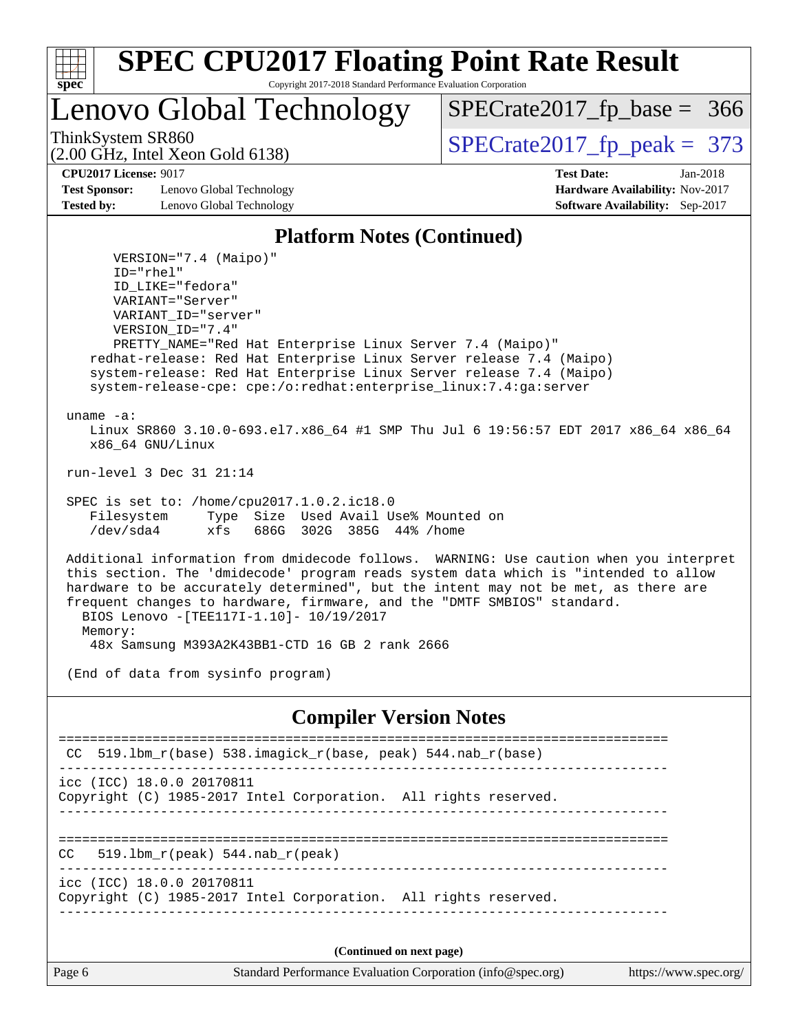# SPEC CPU2017 Floating Point Rate Result

Copyright 2017-2018 Standard Performance Evaluation Corporation

## Lenovo Global Technology

ThinkSystem SR860
(2.00 GHz, Intel Xeon Gold 6138)

SPECrate2017_fp_base = 366

SPECrate2017_fp_peak = 373

**CPU2017 License:** 9017
**Test Sponsor:** Lenovo Global Technology
**Tested by:** Lenovo Global Technology

**Test Date:** Jan-2018
**Hardware Availability:** Nov-2017
**Software Availability:** Sep-2017

### Platform Notes (Continued)

```
      VERSION="7.4 (Maipo)"
      ID="rhel"
      ID_LIKE="fedora"
      VARIANT="Server"
      VARIANT_ID="server"
      VERSION_ID="7.4"
      PRETTY_NAME="Red Hat Enterprise Linux Server 7.4 (Maipo)"
   redhat-release: Red Hat Enterprise Linux Server release 7.4 (Maipo)
   system-release: Red Hat Enterprise Linux Server release 7.4 (Maipo)
   system-release-cpe: cpe:/o:redhat:enterprise_linux:7.4:ga:server

uname -a:
   Linux SR860 3.10.0-693.el7.x86_64 #1 SMP Thu Jul 6 19:56:57 EDT 2017 x86_64 x86_64
   x86_64 GNU/Linux

run-level 3 Dec 31 21:14

SPEC is set to: /home/cpu2017.1.0.2.ic18.0
   Filesystem     Type  Size  Used Avail Use% Mounted on
   /dev/sda4      xfs   686G  302G  385G  44% /home

Additional information from dmidecode follows.  WARNING: Use caution when you interpret
this section. The 'dmidecode' program reads system data which is "intended to allow
hardware to be accurately determined", but the intent may not be met, as there are
frequent changes to hardware, firmware, and the "DMTF SMBIOS" standard.
  BIOS Lenovo -[TEE117I-1.10]- 10/19/2017
  Memory:
   48x Samsung M393A2K43BB1-CTD 16 GB 2 rank 2666

(End of data from sysinfo program)
```

### Compiler Version Notes

```
==============================================================================
 CC  519.lbm_r(base) 538.imagick_r(base, peak) 544.nab_r(base)
------------------------------------------------------------------------------
icc (ICC) 18.0.0 20170811
Copyright (C) 1985-2017 Intel Corporation.  All rights reserved.
------------------------------------------------------------------------------

==============================================================================
CC   519.lbm_r(peak) 544.nab_r(peak)
------------------------------------------------------------------------------
icc (ICC) 18.0.0 20170811
Copyright (C) 1985-2017 Intel Corporation.  All rights reserved.
------------------------------------------------------------------------------
```

**(Continued on next page)**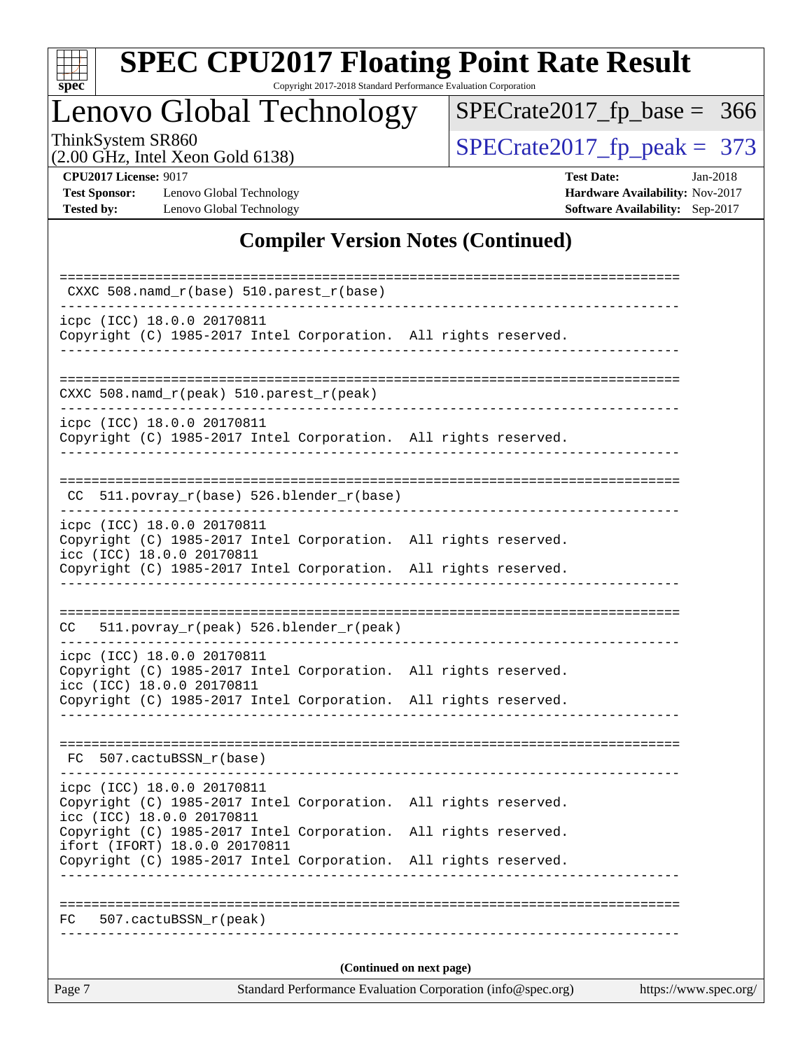## Compiler Version Notes (Continued)

```
==============================================================================
 CXXC 508.namd_r(base) 510.parest_r(base)
------------------------------------------------------------------------------
icpc (ICC) 18.0.0 20170811
Copyright (C) 1985-2017 Intel Corporation.  All rights reserved.
------------------------------------------------------------------------------

==============================================================================
CXXC 508.namd_r(peak) 510.parest_r(peak)
------------------------------------------------------------------------------
icpc (ICC) 18.0.0 20170811
Copyright (C) 1985-2017 Intel Corporation.  All rights reserved.
------------------------------------------------------------------------------

==============================================================================
 CC  511.povray_r(base) 526.blender_r(base)
------------------------------------------------------------------------------
icpc (ICC) 18.0.0 20170811
Copyright (C) 1985-2017 Intel Corporation.  All rights reserved.
icc (ICC) 18.0.0 20170811
Copyright (C) 1985-2017 Intel Corporation.  All rights reserved.
------------------------------------------------------------------------------

==============================================================================
CC   511.povray_r(peak) 526.blender_r(peak)
------------------------------------------------------------------------------
icpc (ICC) 18.0.0 20170811
Copyright (C) 1985-2017 Intel Corporation.  All rights reserved.
icc (ICC) 18.0.0 20170811
Copyright (C) 1985-2017 Intel Corporation.  All rights reserved.
------------------------------------------------------------------------------

==============================================================================
 FC  507.cactuBSSN_r(base)
------------------------------------------------------------------------------
icpc (ICC) 18.0.0 20170811
Copyright (C) 1985-2017 Intel Corporation.  All rights reserved.
icc (ICC) 18.0.0 20170811
Copyright (C) 1985-2017 Intel Corporation.  All rights reserved.
ifort (IFORT) 18.0.0 20170811
Copyright (C) 1985-2017 Intel Corporation.  All rights reserved.
------------------------------------------------------------------------------

==============================================================================
FC   507.cactuBSSN_r(peak)
------------------------------------------------------------------------------
```

(Continued on next page)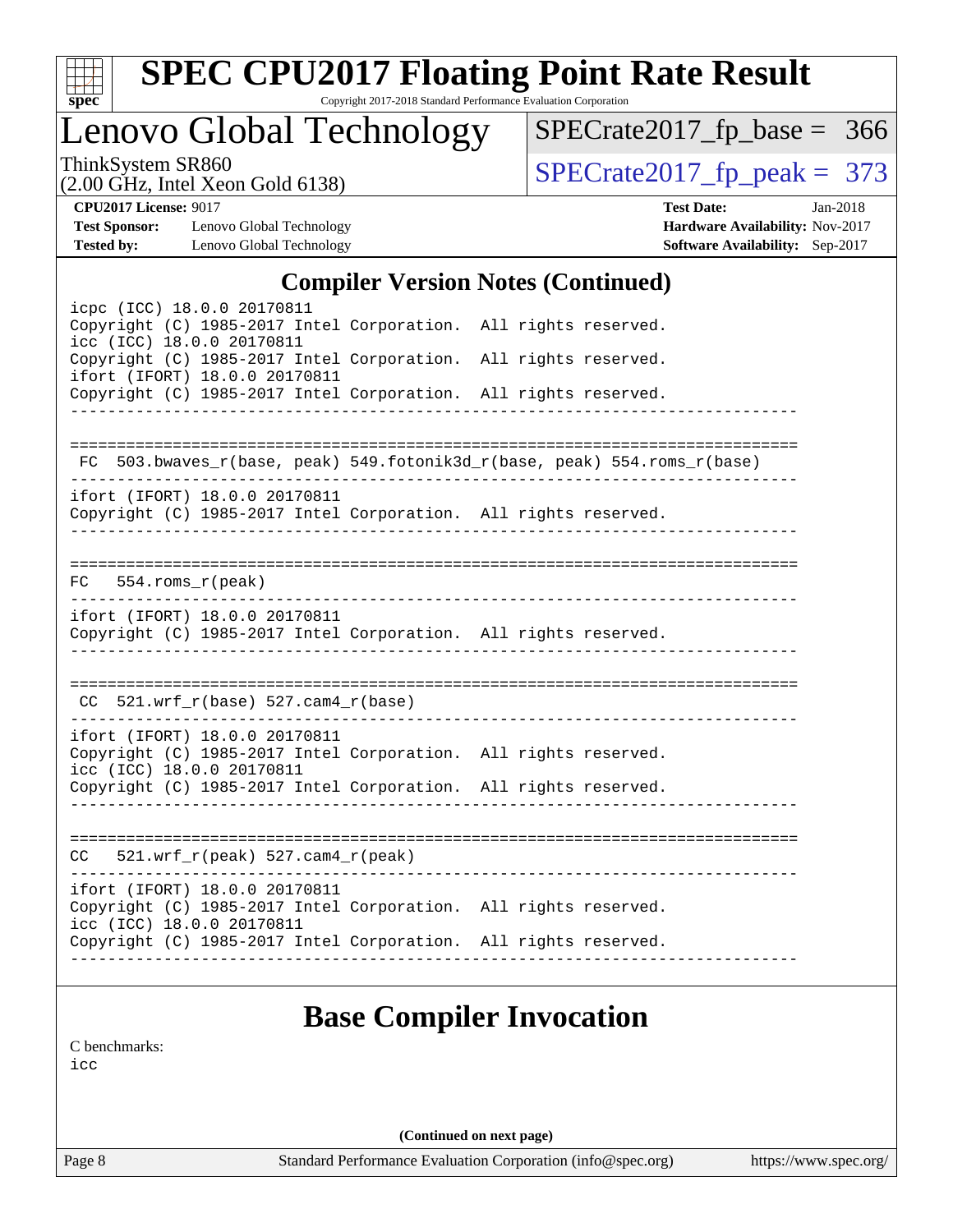# SPEC CPU2017 Floating Point Rate Result

Copyright 2017-2018 Standard Performance Evaluation Corporation

## Lenovo Global Technology

ThinkSystem SR860
(2.00 GHz, Intel Xeon Gold 6138)

SPECrate2017_fp_base = 366

SPECrate2017_fp_peak = 373

**CPU2017 License:** 9017
**Test Sponsor:** Lenovo Global Technology
**Tested by:** Lenovo Global Technology

**Test Date:** Jan-2018
**Hardware Availability:** Nov-2017
**Software Availability:** Sep-2017

## Compiler Version Notes (Continued)

```
icpc (ICC) 18.0.0 20170811
Copyright (C) 1985-2017 Intel Corporation.  All rights reserved.
icc (ICC) 18.0.0 20170811
Copyright (C) 1985-2017 Intel Corporation.  All rights reserved.
ifort (IFORT) 18.0.0 20170811
Copyright (C) 1985-2017 Intel Corporation.  All rights reserved.
------------------------------------------------------------------------------

==============================================================================
 FC  503.bwaves_r(base, peak) 549.fotonik3d_r(base, peak) 554.roms_r(base)
------------------------------------------------------------------------------
ifort (IFORT) 18.0.0 20170811
Copyright (C) 1985-2017 Intel Corporation.  All rights reserved.
------------------------------------------------------------------------------

==============================================================================
FC   554.roms_r(peak)
------------------------------------------------------------------------------
ifort (IFORT) 18.0.0 20170811
Copyright (C) 1985-2017 Intel Corporation.  All rights reserved.
------------------------------------------------------------------------------

==============================================================================
 CC  521.wrf_r(base) 527.cam4_r(base)
------------------------------------------------------------------------------
ifort (IFORT) 18.0.0 20170811
Copyright (C) 1985-2017 Intel Corporation.  All rights reserved.
icc (ICC) 18.0.0 20170811
Copyright (C) 1985-2017 Intel Corporation.  All rights reserved.
------------------------------------------------------------------------------

==============================================================================
CC   521.wrf_r(peak) 527.cam4_r(peak)
------------------------------------------------------------------------------
ifort (IFORT) 18.0.0 20170811
Copyright (C) 1985-2017 Intel Corporation.  All rights reserved.
icc (ICC) 18.0.0 20170811
Copyright (C) 1985-2017 Intel Corporation.  All rights reserved.
------------------------------------------------------------------------------
```

## Base Compiler Invocation

C benchmarks:
icc

**(Continued on next page)**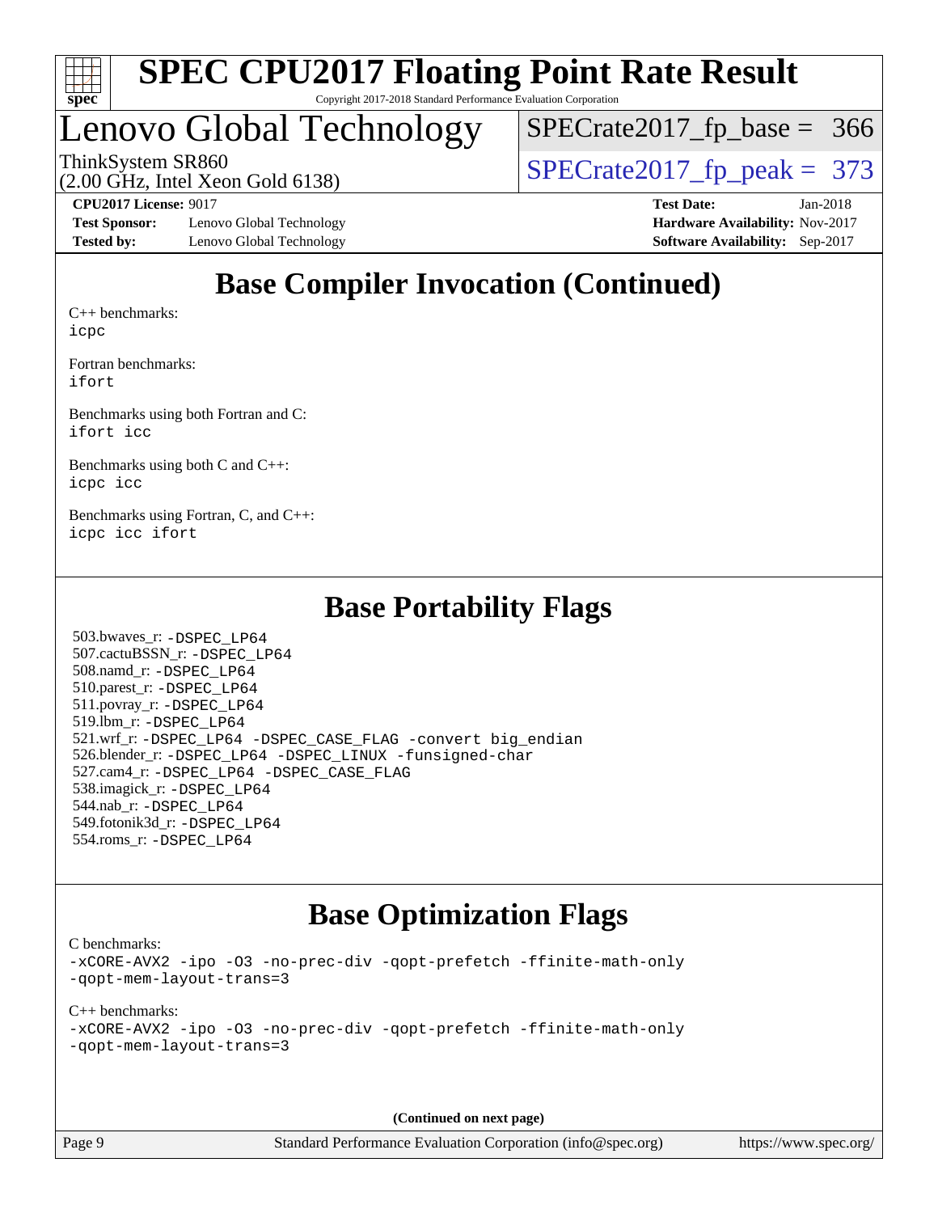## Base Compiler Invocation (Continued)

C++ benchmarks:
icpc

Fortran benchmarks:
ifort

Benchmarks using both Fortran and C:
ifort icc

Benchmarks using both C and C++:
icpc icc

Benchmarks using Fortran, C, and C++:
icpc icc ifort

## Base Portability Flags

503.bwaves_r: -DSPEC_LP64
507.cactuBSSN_r: -DSPEC_LP64
508.namd_r: -DSPEC_LP64
510.parest_r: -DSPEC_LP64
511.povray_r: -DSPEC_LP64
519.lbm_r: -DSPEC_LP64
521.wrf_r: -DSPEC_LP64 -DSPEC_CASE_FLAG -convert big_endian
526.blender_r: -DSPEC_LP64 -DSPEC_LINUX -funsigned-char
527.cam4_r: -DSPEC_LP64 -DSPEC_CASE_FLAG
538.imagick_r: -DSPEC_LP64
544.nab_r: -DSPEC_LP64
549.fotonik3d_r: -DSPEC_LP64
554.roms_r: -DSPEC_LP64

## Base Optimization Flags

C benchmarks:
-xCORE-AVX2 -ipo -O3 -no-prec-div -qopt-prefetch -ffinite-math-only
-qopt-mem-layout-trans=3

C++ benchmarks:
-xCORE-AVX2 -ipo -O3 -no-prec-div -qopt-prefetch -ffinite-math-only
-qopt-mem-layout-trans=3

(Continued on next page)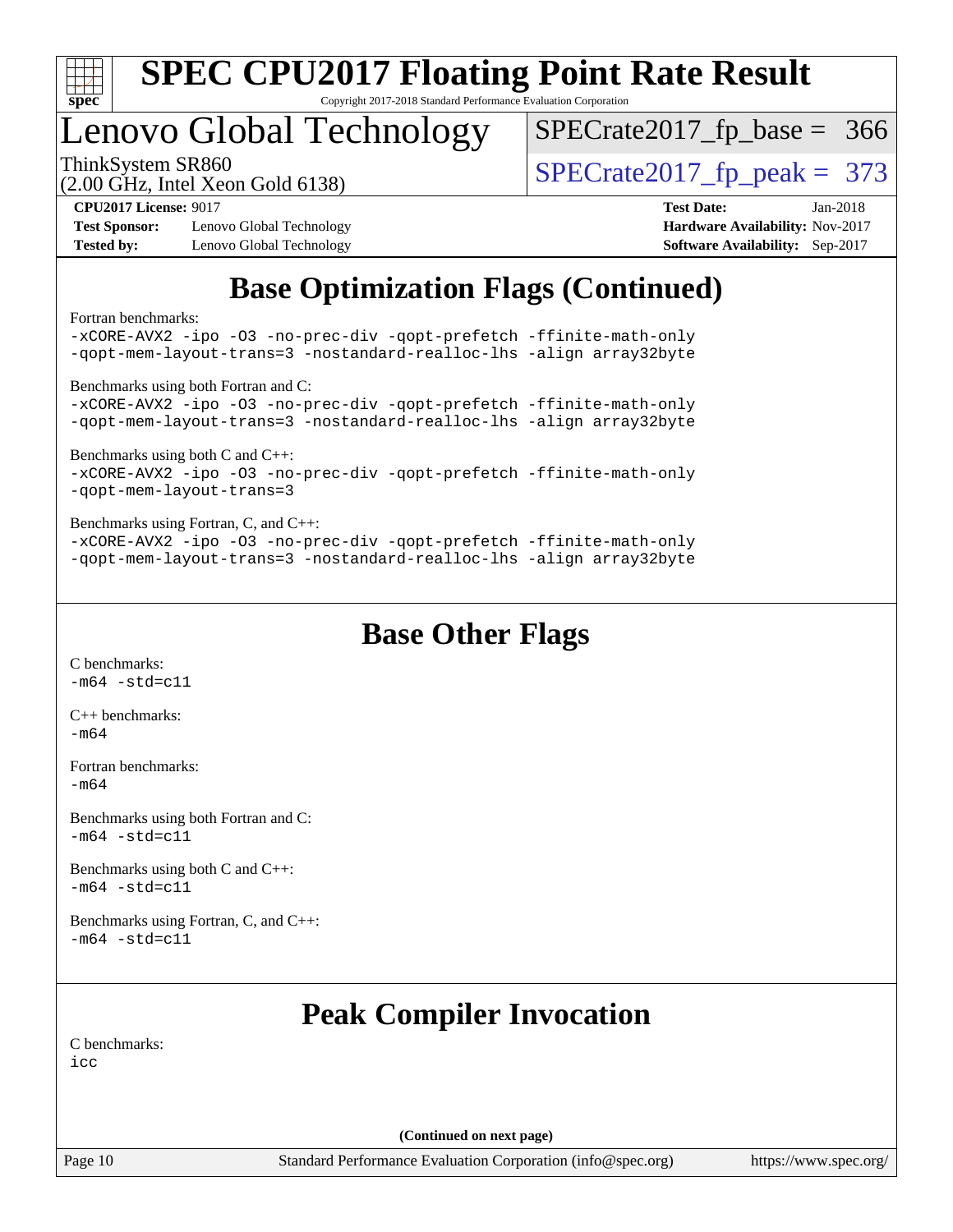## Base Optimization Flags (Continued)

Fortran benchmarks:
```
-xCORE-AVX2 -ipo -O3 -no-prec-div -qopt-prefetch -ffinite-math-only
-qopt-mem-layout-trans=3 -nostandard-realloc-lhs -align array32byte
```

Benchmarks using both Fortran and C:
```
-xCORE-AVX2 -ipo -O3 -no-prec-div -qopt-prefetch -ffinite-math-only
-qopt-mem-layout-trans=3 -nostandard-realloc-lhs -align array32byte
```

Benchmarks using both C and C++:
```
-xCORE-AVX2 -ipo -O3 -no-prec-div -qopt-prefetch -ffinite-math-only
-qopt-mem-layout-trans=3
```

Benchmarks using Fortran, C, and C++:
```
-xCORE-AVX2 -ipo -O3 -no-prec-div -qopt-prefetch -ffinite-math-only
-qopt-mem-layout-trans=3 -nostandard-realloc-lhs -align array32byte
```

## Base Other Flags

C benchmarks:
```
-m64 -std=c11
```

C++ benchmarks:
```
-m64
```

Fortran benchmarks:
```
-m64
```

Benchmarks using both Fortran and C:
```
-m64 -std=c11
```

Benchmarks using both C and C++:
```
-m64 -std=c11
```

Benchmarks using Fortran, C, and C++:
```
-m64 -std=c11
```

## Peak Compiler Invocation

C benchmarks:
```
icc
```

(Continued on next page)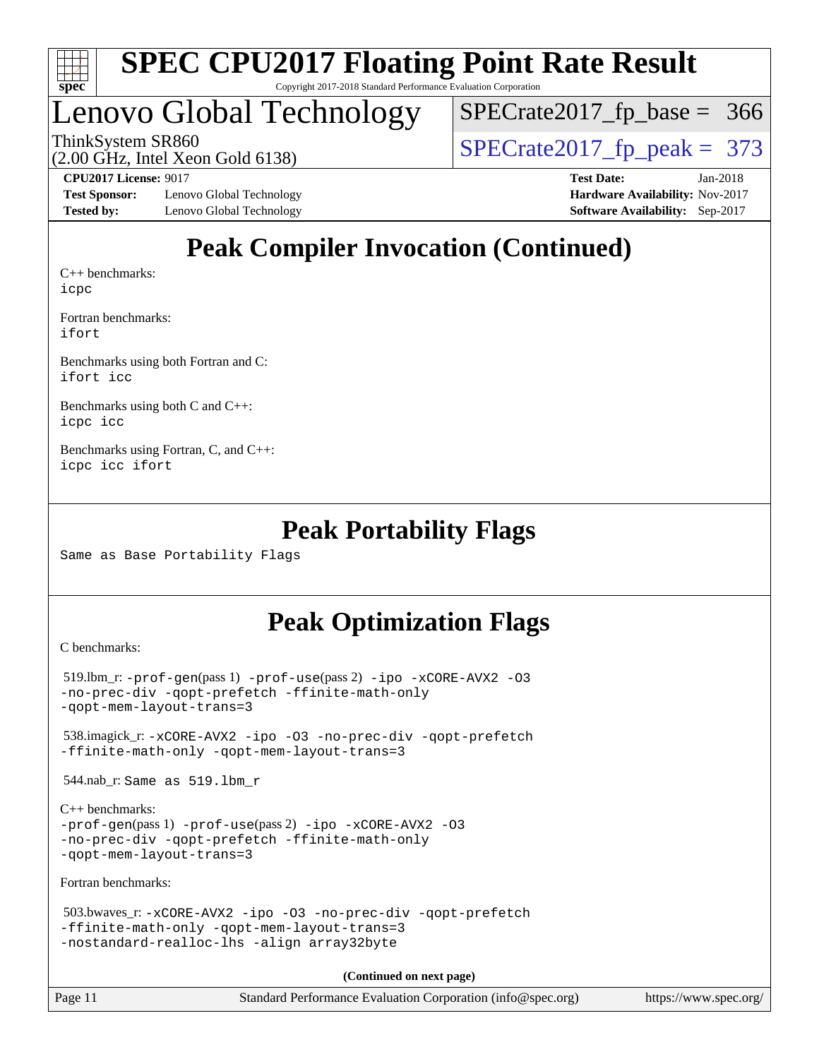## Peak Compiler Invocation (Continued)

C++ benchmarks:
`icpc`

Fortran benchmarks:
`ifort`

Benchmarks using both Fortran and C:
`ifort icc`

Benchmarks using both C and C++:
`icpc icc`

Benchmarks using Fortran, C, and C++:
`icpc icc ifort`

## Peak Portability Flags

Same as Base Portability Flags

## Peak Optimization Flags

C benchmarks:

519.lbm_r: `-prof-gen`(pass 1) `-prof-use`(pass 2) `-ipo -xCORE-AVX2 -O3 -no-prec-div -qopt-prefetch -ffinite-math-only -qopt-mem-layout-trans=3`

538.imagick_r: `-xCORE-AVX2 -ipo -O3 -no-prec-div -qopt-prefetch -ffinite-math-only -qopt-mem-layout-trans=3`

544.nab_r: Same as 519.lbm_r

C++ benchmarks:
`-prof-gen`(pass 1) `-prof-use`(pass 2) `-ipo -xCORE-AVX2 -O3 -no-prec-div -qopt-prefetch -ffinite-math-only -qopt-mem-layout-trans=3`

Fortran benchmarks:

503.bwaves_r: `-xCORE-AVX2 -ipo -O3 -no-prec-div -qopt-prefetch -ffinite-math-only -qopt-mem-layout-trans=3 -nostandard-realloc-lhs -align array32byte`

**(Continued on next page)**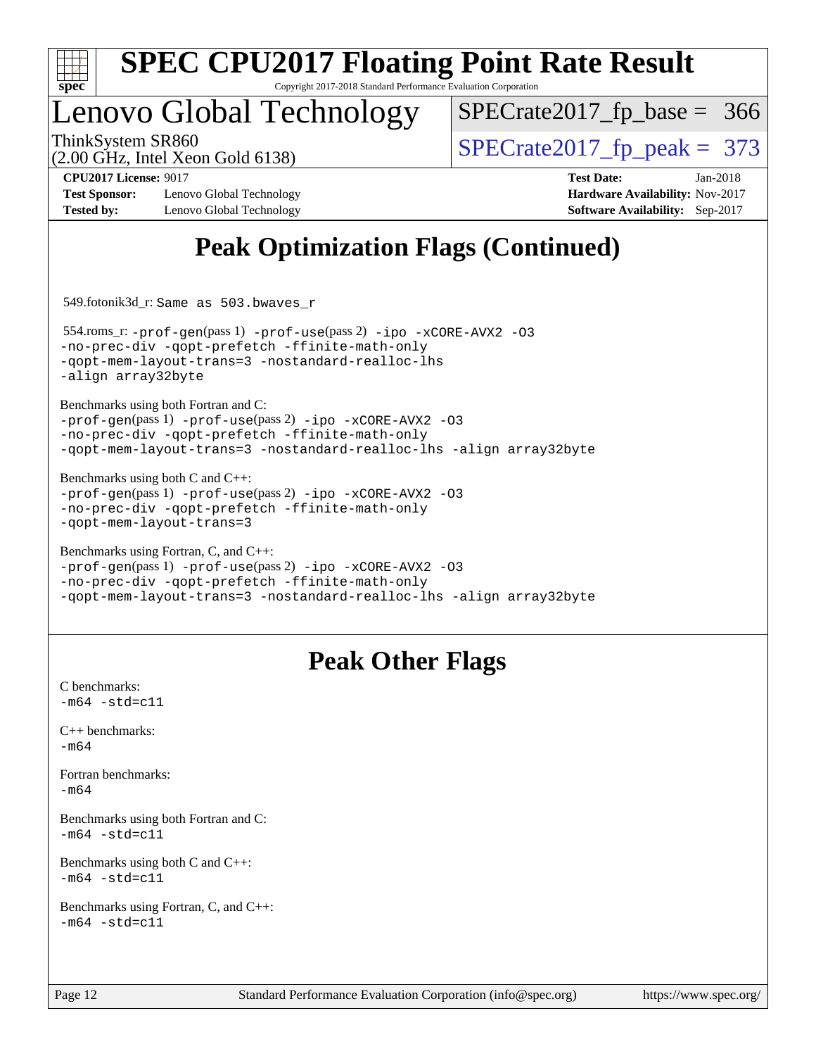# Peak Optimization Flags (Continued)

549.fotonik3d_r: `Same as 503.bwaves_r`

554.roms_r: `-prof-gen`(pass 1) `-prof-use`(pass 2) `-ipo -xCORE-AVX2 -O3 -no-prec-div -qopt-prefetch -ffinite-math-only -qopt-mem-layout-trans=3 -nostandard-realloc-lhs -align array32byte`

Benchmarks using both Fortran and C:
`-prof-gen`(pass 1) `-prof-use`(pass 2) `-ipo -xCORE-AVX2 -O3 -no-prec-div -qopt-prefetch -ffinite-math-only -qopt-mem-layout-trans=3 -nostandard-realloc-lhs -align array32byte`

Benchmarks using both C and C++:
`-prof-gen`(pass 1) `-prof-use`(pass 2) `-ipo -xCORE-AVX2 -O3 -no-prec-div -qopt-prefetch -ffinite-math-only -qopt-mem-layout-trans=3`

Benchmarks using Fortran, C, and C++:
`-prof-gen`(pass 1) `-prof-use`(pass 2) `-ipo -xCORE-AVX2 -O3 -no-prec-div -qopt-prefetch -ffinite-math-only -qopt-mem-layout-trans=3 -nostandard-realloc-lhs -align array32byte`

# Peak Other Flags

C benchmarks:
`-m64 -std=c11`

C++ benchmarks:
`-m64`

Fortran benchmarks:
`-m64`

Benchmarks using both Fortran and C:
`-m64 -std=c11`

Benchmarks using both C and C++:
`-m64 -std=c11`

Benchmarks using Fortran, C, and C++:
`-m64 -std=c11`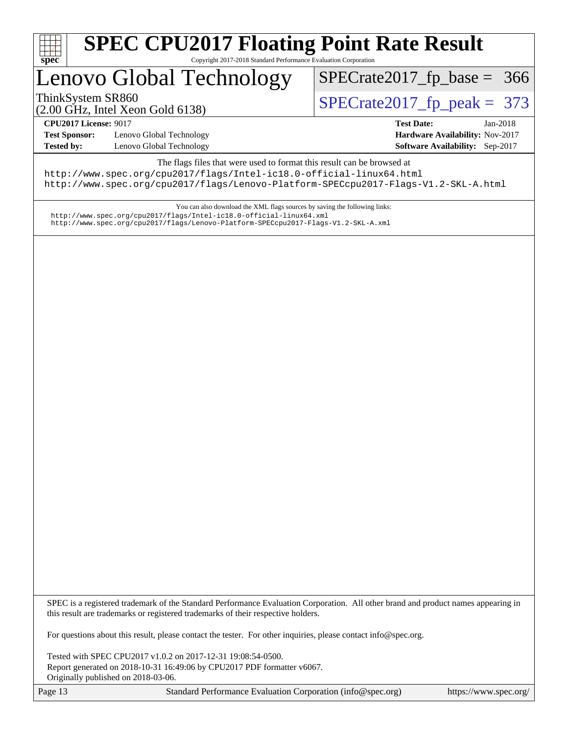# SPEC CPU2017 Floating Point Rate Result

Copyright 2017-2018 Standard Performance Evaluation Corporation

## Lenovo Global Technology

ThinkSystem SR860
(2.00 GHz, Intel Xeon Gold 6138)

SPECrate2017_fp_base = 366

SPECrate2017_fp_peak = 373

**CPU2017 License:** 9017
**Test Sponsor:** Lenovo Global Technology
**Tested by:** Lenovo Global Technology

**Test Date:** Jan-2018
**Hardware Availability:** Nov-2017
**Software Availability:** Sep-2017

The flags files that were used to format this result can be browsed at
http://www.spec.org/cpu2017/flags/Intel-ic18.0-official-linux64.html
http://www.spec.org/cpu2017/flags/Lenovo-Platform-SPECcpu2017-Flags-V1.2-SKL-A.html

You can also download the XML flags sources by saving the following links:
http://www.spec.org/cpu2017/flags/Intel-ic18.0-official-linux64.xml
http://www.spec.org/cpu2017/flags/Lenovo-Platform-SPECcpu2017-Flags-V1.2-SKL-A.xml

SPEC is a registered trademark of the Standard Performance Evaluation Corporation. All other brand and product names appearing in this result are trademarks or registered trademarks of their respective holders.

For questions about this result, please contact the tester. For other inquiries, please contact info@spec.org.

Tested with SPEC CPU2017 v1.0.2 on 2017-12-31 19:08:54-0500.
Report generated on 2018-10-31 16:49:06 by CPU2017 PDF formatter v6067.
Originally published on 2018-03-06.